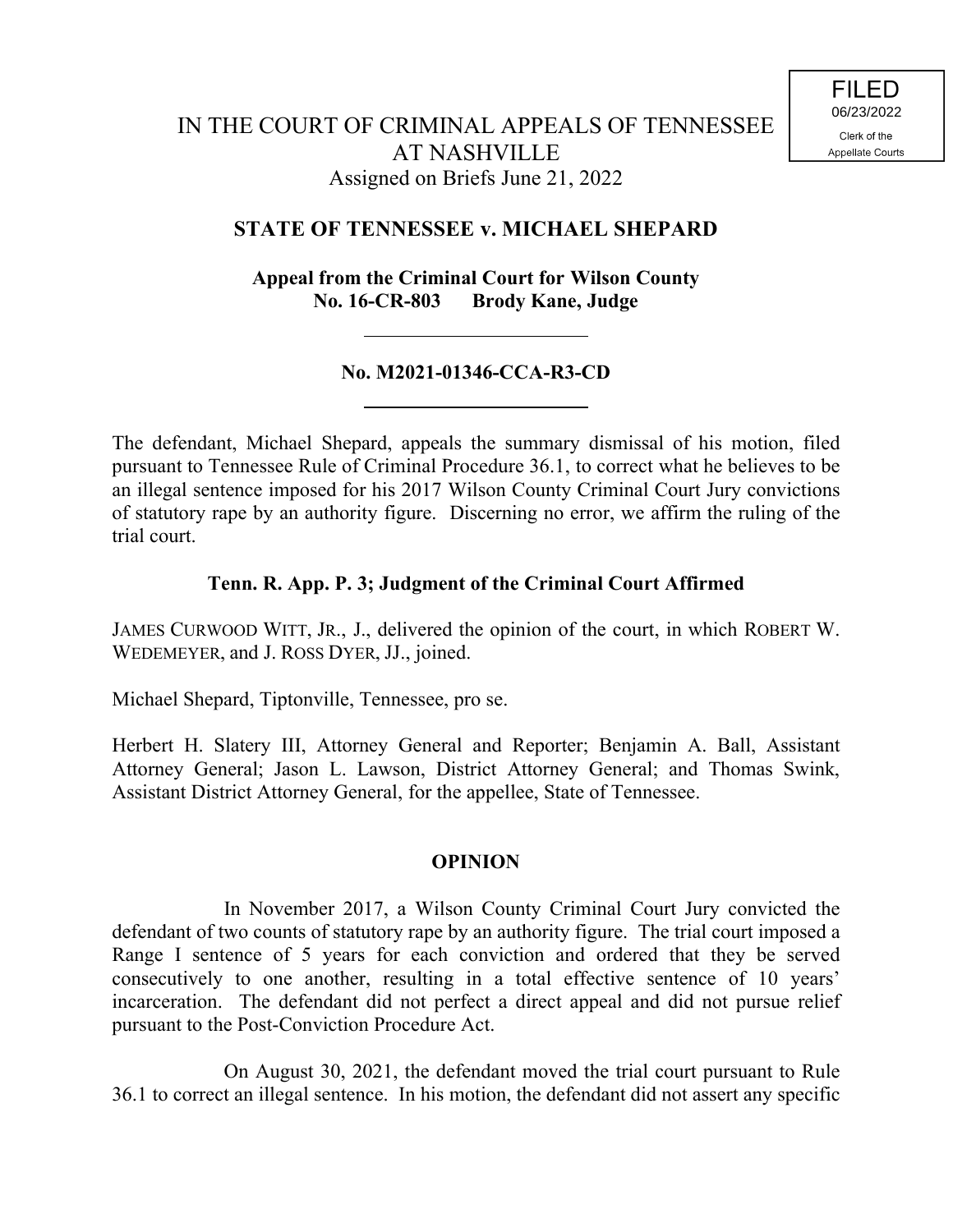FILED
06/23/2022
Clerk of the
Appellate Courts

# IN THE COURT OF CRIMINAL APPEALS OF TENNESSEE AT NASHVILLE

Assigned on Briefs June 21, 2022

## STATE OF TENNESSEE v. MICHAEL SHEPARD

**Appeal from the Criminal Court for Wilson County**
**No. 16-CR-803 Brody Kane, Judge**

---

**No. M2021-01346-CCA-R3-CD**

---

The defendant, Michael Shepard, appeals the summary dismissal of his motion, filed pursuant to Tennessee Rule of Criminal Procedure 36.1, to correct what he believes to be an illegal sentence imposed for his 2017 Wilson County Criminal Court Jury convictions of statutory rape by an authority figure. Discerning no error, we affirm the ruling of the trial court.

**Tenn. R. App. P. 3; Judgment of the Criminal Court Affirmed**

JAMES CURWOOD WITT, JR., J., delivered the opinion of the court, in which ROBERT W. WEDEMEYER, and J. ROSS DYER, JJ., joined.

Michael Shepard, Tiptonville, Tennessee, pro se.

Herbert H. Slatery III, Attorney General and Reporter; Benjamin A. Ball, Assistant Attorney General; Jason L. Lawson, District Attorney General; and Thomas Swink, Assistant District Attorney General, for the appellee, State of Tennessee.

## OPINION

In November 2017, a Wilson County Criminal Court Jury convicted the defendant of two counts of statutory rape by an authority figure. The trial court imposed a Range I sentence of 5 years for each conviction and ordered that they be served consecutively to one another, resulting in a total effective sentence of 10 years' incarceration. The defendant did not perfect a direct appeal and did not pursue relief pursuant to the Post-Conviction Procedure Act.

On August 30, 2021, the defendant moved the trial court pursuant to Rule 36.1 to correct an illegal sentence. In his motion, the defendant did not assert any specific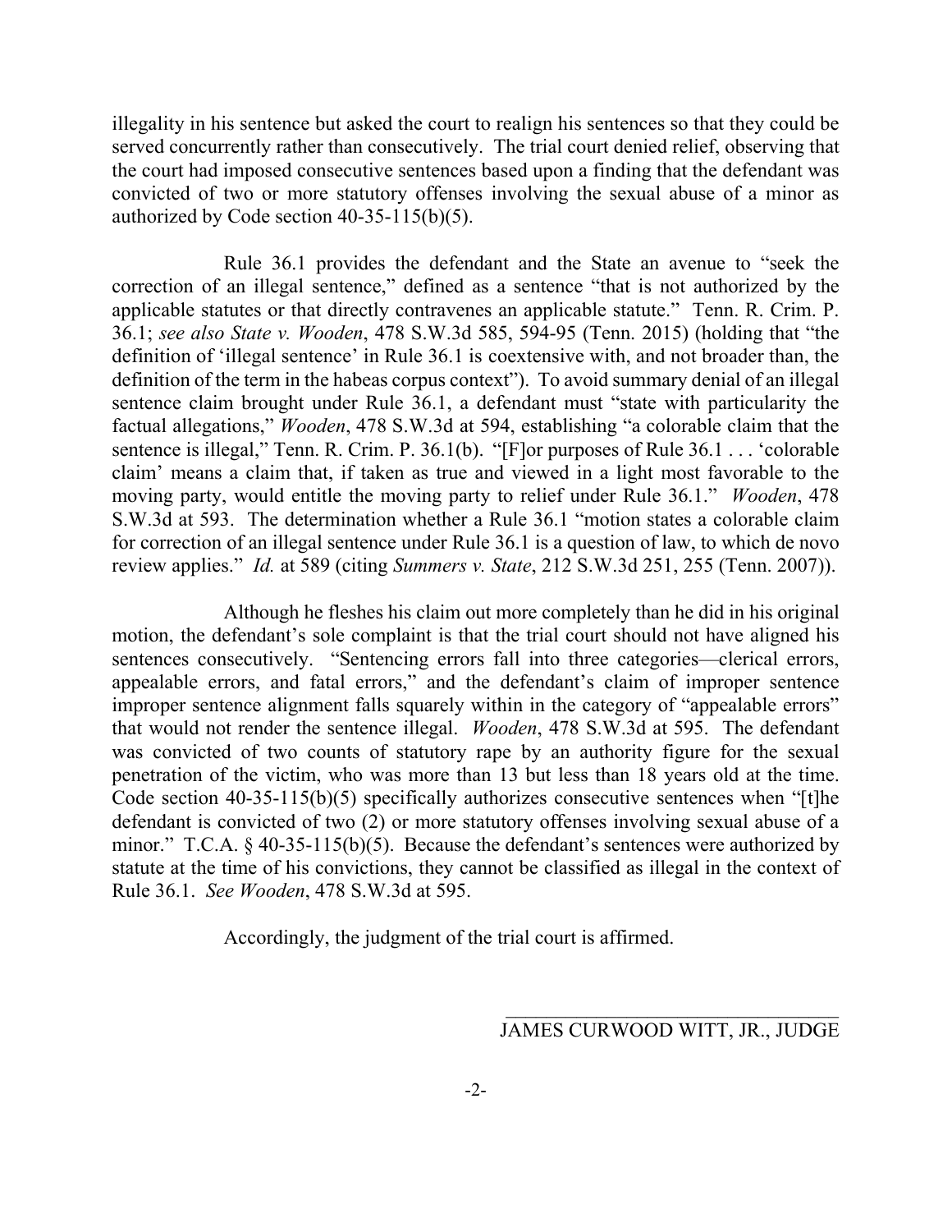illegality in his sentence but asked the court to realign his sentences so that they could be served concurrently rather than consecutively. The trial court denied relief, observing that the court had imposed consecutive sentences based upon a finding that the defendant was convicted of two or more statutory offenses involving the sexual abuse of a minor as authorized by Code section 40-35-115(b)(5).

Rule 36.1 provides the defendant and the State an avenue to "seek the correction of an illegal sentence," defined as a sentence "that is not authorized by the applicable statutes or that directly contravenes an applicable statute." Tenn. R. Crim. P. 36.1; *see also State v. Wooden*, 478 S.W.3d 585, 594-95 (Tenn. 2015) (holding that "the definition of 'illegal sentence' in Rule 36.1 is coextensive with, and not broader than, the definition of the term in the habeas corpus context"). To avoid summary denial of an illegal sentence claim brought under Rule 36.1, a defendant must "state with particularity the factual allegations," *Wooden*, 478 S.W.3d at 594, establishing "a colorable claim that the sentence is illegal," Tenn. R. Crim. P. 36.1(b). "[F]or purposes of Rule 36.1 . . . 'colorable claim' means a claim that, if taken as true and viewed in a light most favorable to the moving party, would entitle the moving party to relief under Rule 36.1." *Wooden*, 478 S.W.3d at 593. The determination whether a Rule 36.1 "motion states a colorable claim for correction of an illegal sentence under Rule 36.1 is a question of law, to which de novo review applies." *Id.* at 589 (citing *Summers v. State*, 212 S.W.3d 251, 255 (Tenn. 2007)).

Although he fleshes his claim out more completely than he did in his original motion, the defendant's sole complaint is that the trial court should not have aligned his sentences consecutively. "Sentencing errors fall into three categories—clerical errors, appealable errors, and fatal errors," and the defendant's claim of improper sentence improper sentence alignment falls squarely within in the category of "appealable errors" that would not render the sentence illegal. *Wooden*, 478 S.W.3d at 595. The defendant was convicted of two counts of statutory rape by an authority figure for the sexual penetration of the victim, who was more than 13 but less than 18 years old at the time. Code section 40-35-115(b)(5) specifically authorizes consecutive sentences when "[t]he defendant is convicted of two (2) or more statutory offenses involving sexual abuse of a minor." T.C.A. § 40-35-115(b)(5). Because the defendant's sentences were authorized by statute at the time of his convictions, they cannot be classified as illegal in the context of Rule 36.1. *See Wooden*, 478 S.W.3d at 595.

Accordingly, the judgment of the trial court is affirmed.

\_\_\_\_\_\_\_\_\_\_\_\_\_\_\_\_\_\_\_\_\_\_\_\_\_\_\_\_\_\_\_\_\_\_\_

JAMES CURWOOD WITT, JR., JUDGE